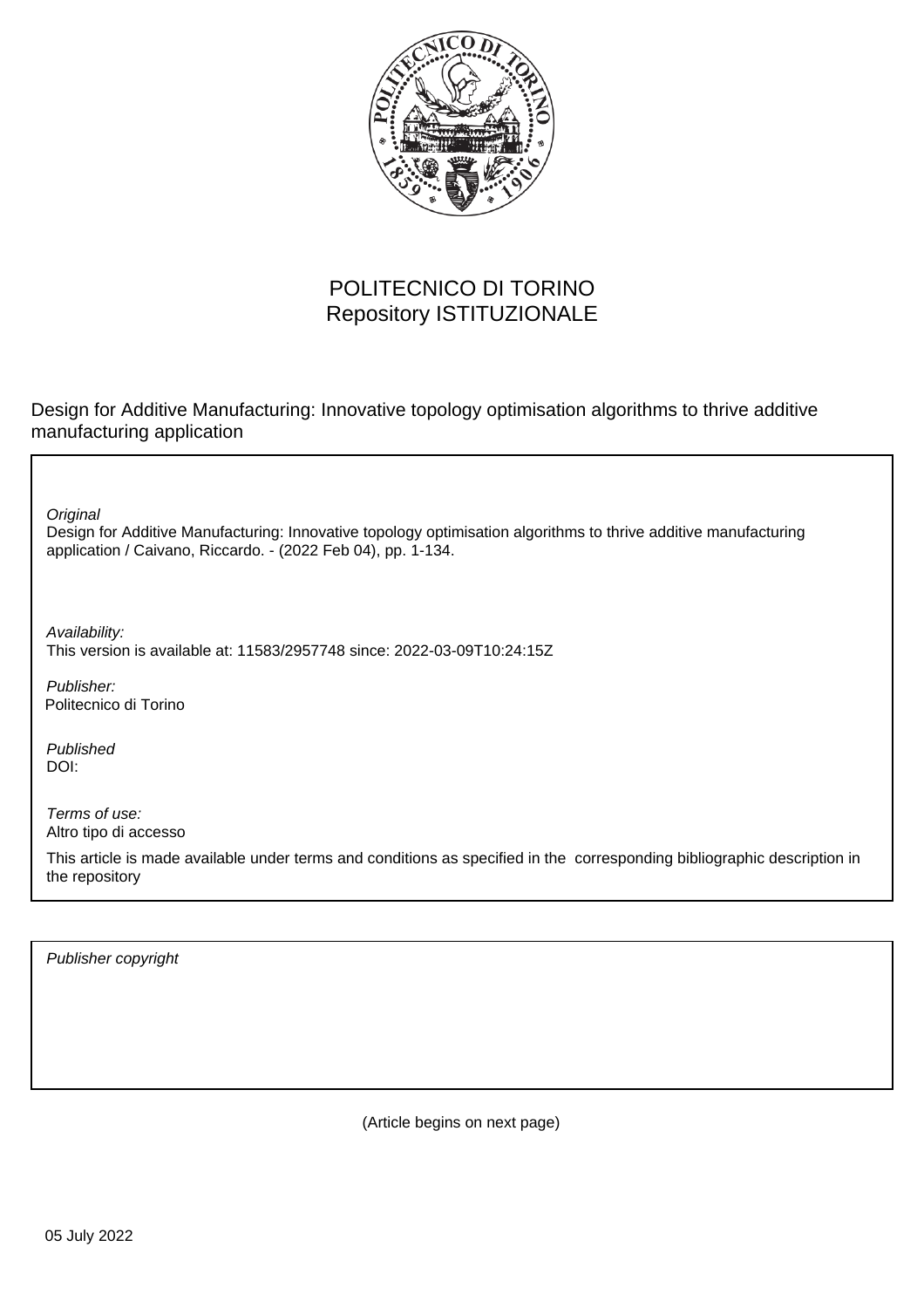POLITECNICO DI TORINO
Repository ISTITUZIONALE

Design for Additive Manufacturing: Innovative topology optimisation algorithms to thrive additive manufacturing application

*Original*
Design for Additive Manufacturing: Innovative topology optimisation algorithms to thrive additive manufacturing application / Caivano, Riccardo. - (2022 Feb 04), pp. 1-134.

*Availability:*
This version is available at: 11583/2957748 since: 2022-03-09T10:24:15Z

*Publisher:*
Politecnico di Torino

*Published*
DOI:

*Terms of use:*
Altro tipo di accesso

This article is made available under terms and conditions as specified in the corresponding bibliographic description in the repository

*Publisher copyright*

(Article begins on next page)

05 July 2022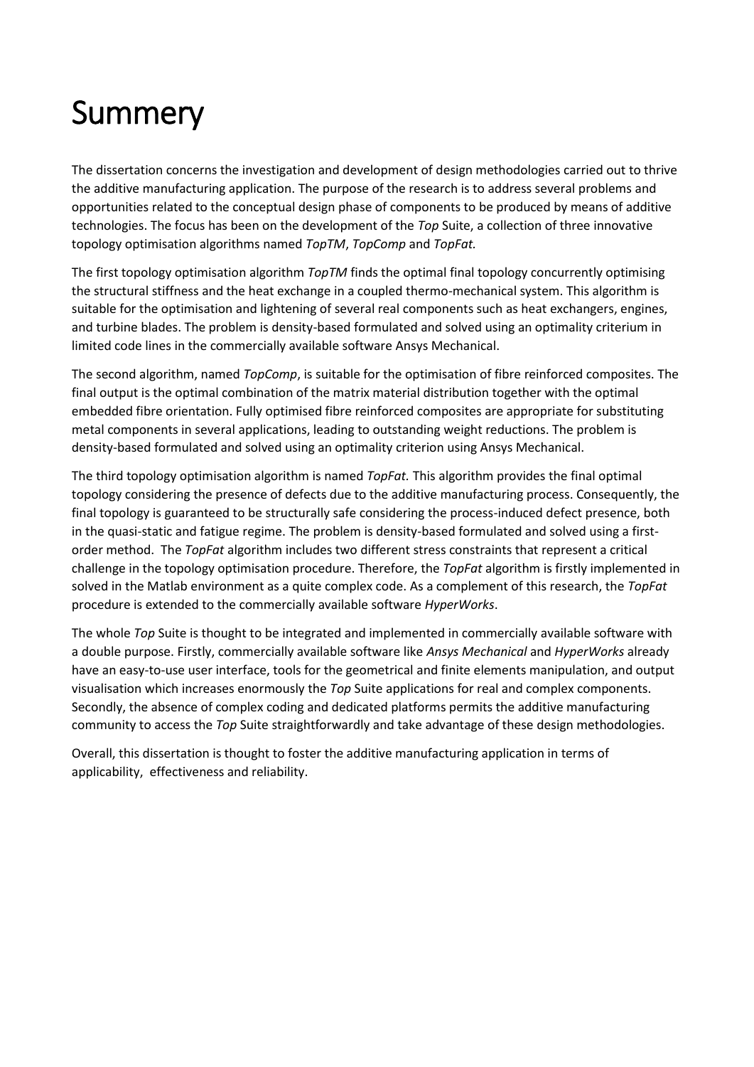# Summery

The dissertation concerns the investigation and development of design methodologies carried out to thrive the additive manufacturing application. The purpose of the research is to address several problems and opportunities related to the conceptual design phase of components to be produced by means of additive technologies. The focus has been on the development of the *Top* Suite, a collection of three innovative topology optimisation algorithms named *TopTM*, *TopComp* and *TopFat.*

The first topology optimisation algorithm *TopTM* finds the optimal final topology concurrently optimising the structural stiffness and the heat exchange in a coupled thermo-mechanical system. This algorithm is suitable for the optimisation and lightening of several real components such as heat exchangers, engines, and turbine blades. The problem is density-based formulated and solved using an optimality criterium in limited code lines in the commercially available software Ansys Mechanical.

The second algorithm, named *TopComp*, is suitable for the optimisation of fibre reinforced composites. The final output is the optimal combination of the matrix material distribution together with the optimal embedded fibre orientation. Fully optimised fibre reinforced composites are appropriate for substituting metal components in several applications, leading to outstanding weight reductions. The problem is density-based formulated and solved using an optimality criterion using Ansys Mechanical.

The third topology optimisation algorithm is named *TopFat.* This algorithm provides the final optimal topology considering the presence of defects due to the additive manufacturing process. Consequently, the final topology is guaranteed to be structurally safe considering the process-induced defect presence, both in the quasi-static and fatigue regime. The problem is density-based formulated and solved using a first-order method. The *TopFat* algorithm includes two different stress constraints that represent a critical challenge in the topology optimisation procedure. Therefore, the *TopFat* algorithm is firstly implemented in solved in the Matlab environment as a quite complex code. As a complement of this research, the *TopFat* procedure is extended to the commercially available software *HyperWorks*.

The whole *Top* Suite is thought to be integrated and implemented in commercially available software with a double purpose. Firstly, commercially available software like *Ansys Mechanical* and *HyperWorks* already have an easy-to-use user interface, tools for the geometrical and finite elements manipulation, and output visualisation which increases enormously the *Top* Suite applications for real and complex components. Secondly, the absence of complex coding and dedicated platforms permits the additive manufacturing community to access the *Top* Suite straightforwardly and take advantage of these design methodologies.

Overall, this dissertation is thought to foster the additive manufacturing application in terms of applicability, effectiveness and reliability.